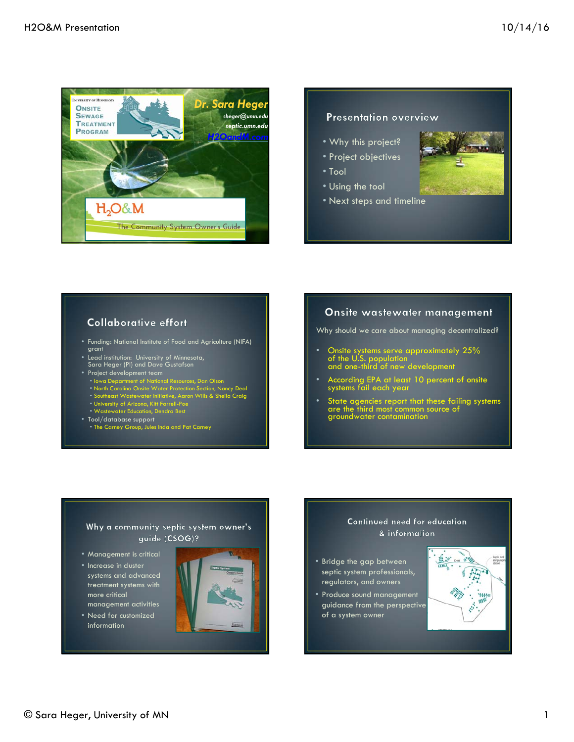## University of Minnesota Onsite Sewage Treatment Program

**Dr. Sara Heger**

sheger@umn.edu

septic.umn.edu

H2OandM.com

# $H_2O$&M

The Community System Owner's Guide

---

## Presentation overview

- Why this project?
- Project objectives
- Tool
- Using the tool
- Next steps and timeline

---

## Collaborative effort

- Funding: National Institute of Food and Agriculture (NIFA) grant
- Lead institution: University of Minnesota, Sara Heger (PI) and Dave Gustafson
- Project development team
  - Iowa Department of National Resources, Dan Olson
  - North Carolina Onsite Water Protection Section, Nancy Deal
  - Southeast Wastewater Initiative, Aaron Wills & Sheila Craig
  - University of Arizona, Kitt Farrell-Poe
  - Wastewater Education, Dendra Best
- Tool/database support
  - The Carney Group, Jules Inda and Pat Carney

---

## Onsite wastewater management

Why should we care about managing decentralized?

- Onsite systems serve approximately 25% of the U.S. population and one-third of new development
- According EPA at least 10 percent of onsite systems fail each year
- State agencies report that these failing systems are the third most common source of groundwater contamination

---

## Why a community septic system owner's guide (CSOG)?

- Management is critical
- Increase in cluster systems and advanced treatment systems with more critical management activities
- Need for customized information

---

## Continued need for education & information

- Bridge the gap between septic system professionals, regulators, and owners
- Produce sound management guidance from the perspective of a system owner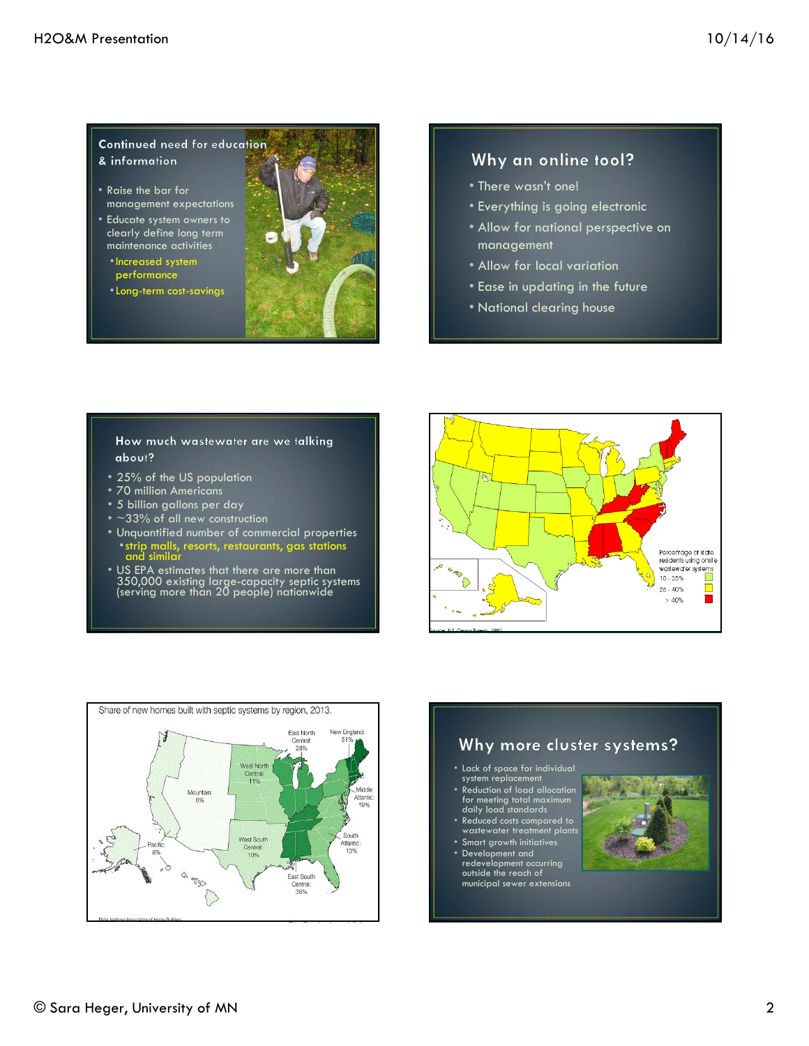## Continued need for education & information

- Raise the bar for management expectations
- Educate system owners to clearly define long term maintenance activities
  - Increased system performance
  - Long-term cost-savings

## Why an online tool?

- There wasn't one!
- Everything is going electronic
- Allow for national perspective on management
- Allow for local variation
- Ease in updating in the future
- National clearing house

## How much wastewater are we talking about?

- 25% of the US population
- 70 million Americans
- 5 billion gallons per day
- ~33% of all new construction
- Unquantified number of commercial properties
  - strip malls, resorts, restaurants, gas stations and similar
- US EPA estimates that there are more than 350,000 existing large-capacity septic systems (serving more than 20 people) nationwide

Percentage of state residents using onsite wastewater systems
- 10 - 25%
- 26 - 40%
- > 40%

Source: U.S. Census Bureau, 1990

Share of new homes built with septic systems by region, 2013.

- New England: 51%
- East North Central: 28%
- West North Central: 11%
- Middle Atlantic: 19%
- Mountain: 6%
- South Atlantic: 13%
- West South Central: 10%
- Pacific: 8%
- East South Central: 36%

Data: National Association of Home Builders

## Why more cluster systems?

- Lack of space for individual system replacement
- Reduction of load allocation for meeting total maximum daily load standards
- Reduced costs compared to wastewater treatment plants
- Smart growth initiatives
- Development and redevelopment occurring outside the reach of municipal sewer extensions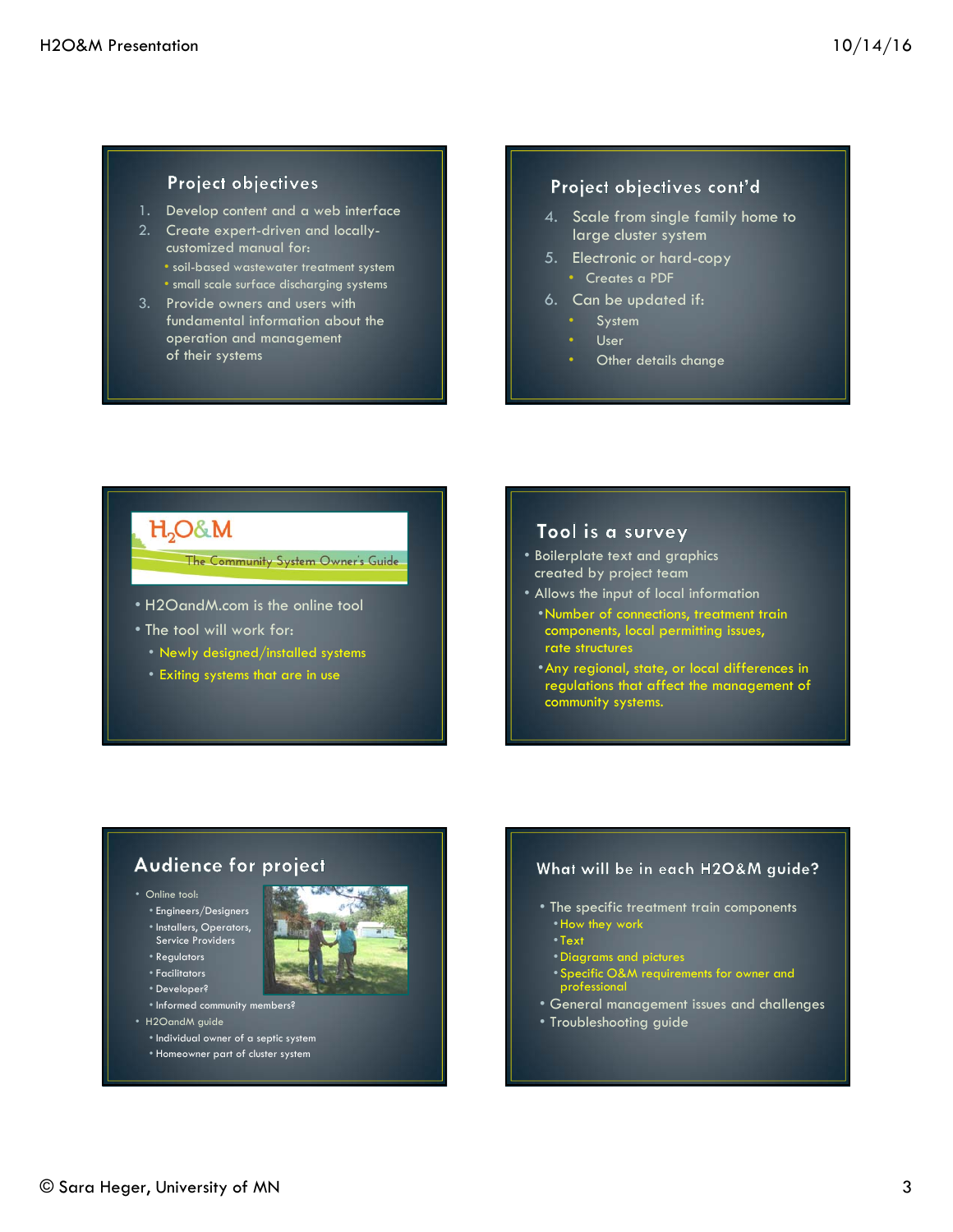## Project objectives

1. Develop content and a web interface
2. Create expert-driven and locally-customized manual for:
   - soil-based wastewater treatment system
   - small scale surface discharging systems
3. Provide owners and users with fundamental information about the operation and management of their systems

## Project objectives cont'd

4. Scale from single family home to large cluster system
5. Electronic or hard-copy
   - Creates a PDF
6. Can be updated if:
   - System
   - User
   - Other details change

## $H_2O$&M — The Community System Owner's Guide

- H2OandM.com is the online tool
- The tool will work for:
  - Newly designed/installed systems
  - Exiting systems that are in use

## Tool is a survey

- Boilerplate text and graphics created by project team
- Allows the input of local information
  - Number of connections, treatment train components, local permitting issues, rate structures
  - Any regional, state, or local differences in regulations that affect the management of community systems.

## Audience for project

- Online tool:
  - Engineers/Designers
  - Installers, Operators, Service Providers
  - Regulators
  - Facilitators
  - Developer?
  - Informed community members?
- H2OandM guide
  - Individual owner of a septic system
  - Homeowner part of cluster system

## What will be in each H2O&M guide?

- The specific treatment train components
  - How they work
  - Text
  - Diagrams and pictures
  - Specific O&M requirements for owner and professional
- General management issues and challenges
- Troubleshooting guide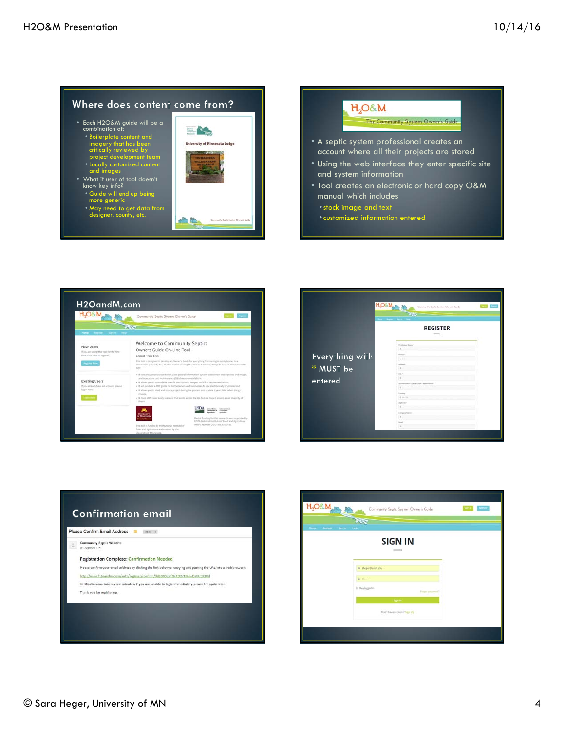## Where does content come from?

- Each H2O&M guide will be a combination of:
  - Boilerplate content and imagery that has been critically reviewed by project development team
  - Locally customized content and images
- What if user of tool doesn't know key info?
  - Guide will end up being more generic
  - May need to get data from designer, county, etc.

University of Minnesota Lodge

---

## $H_2O$&M — The Community System Owners Guide

- A septic system professional creates an account where all their projects are stored
- Using the web interface they enter specific site and system information
- Tool creates an electronic or hard copy O&M manual which includes
  - stock image and text
  - customized information entered

---

## H2OandM.com

Welcome to Community Septic: Owners Guide On-Line Tool

---

Everything with * MUST be entered

REGISTER

---

## Confirmation email

Please Confirm Email Address

Community Septic Website

Registration Complete: Confirmation Needed

Please confirm your email address by clicking the link below or copying and pasting the URL into a web browser:

Verification can take several minutes. If you are unable to login immediately, please try again later.

Thank you for registering.

---

SIGN IN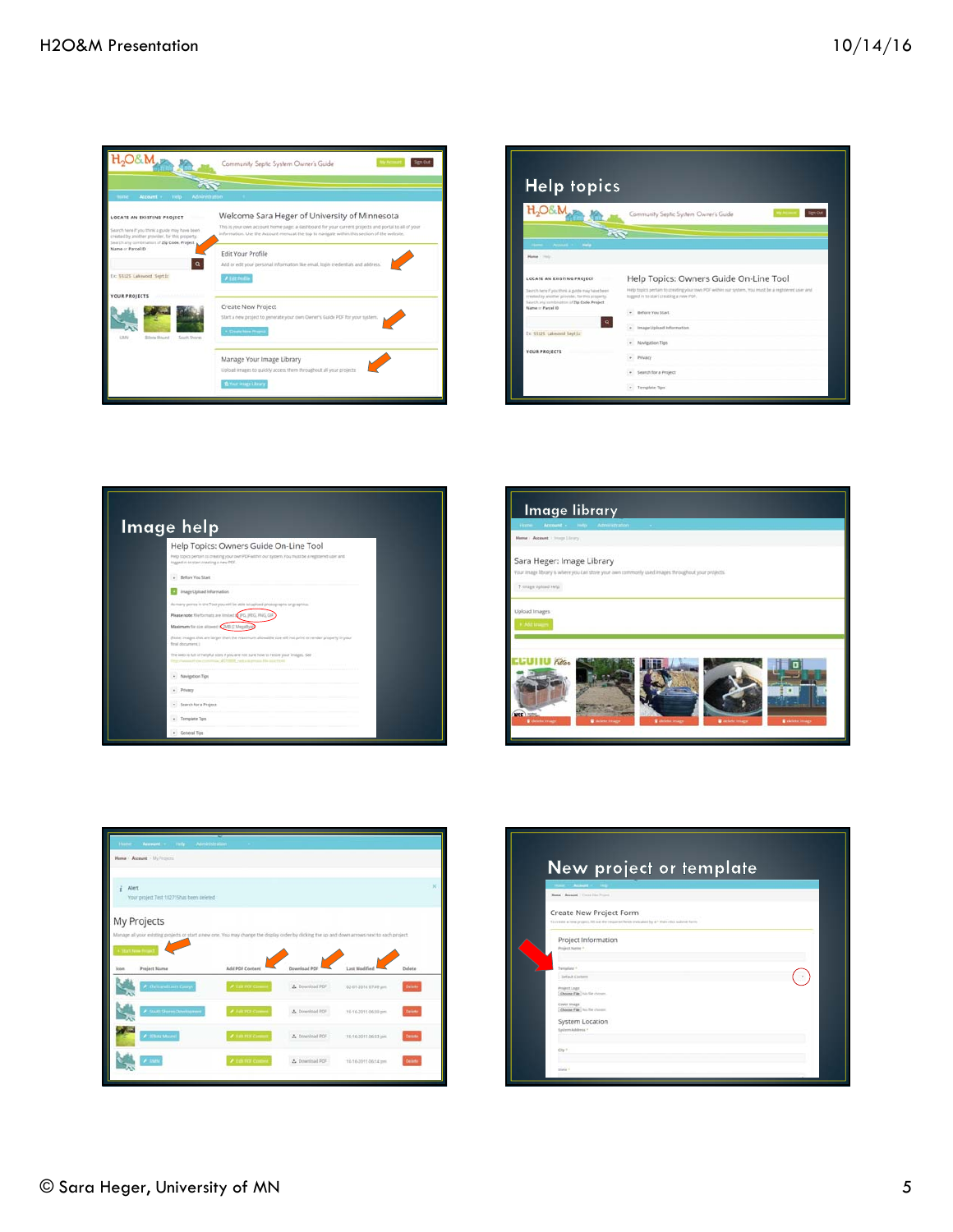## Help topics

## Image help

## Image library

## New project or template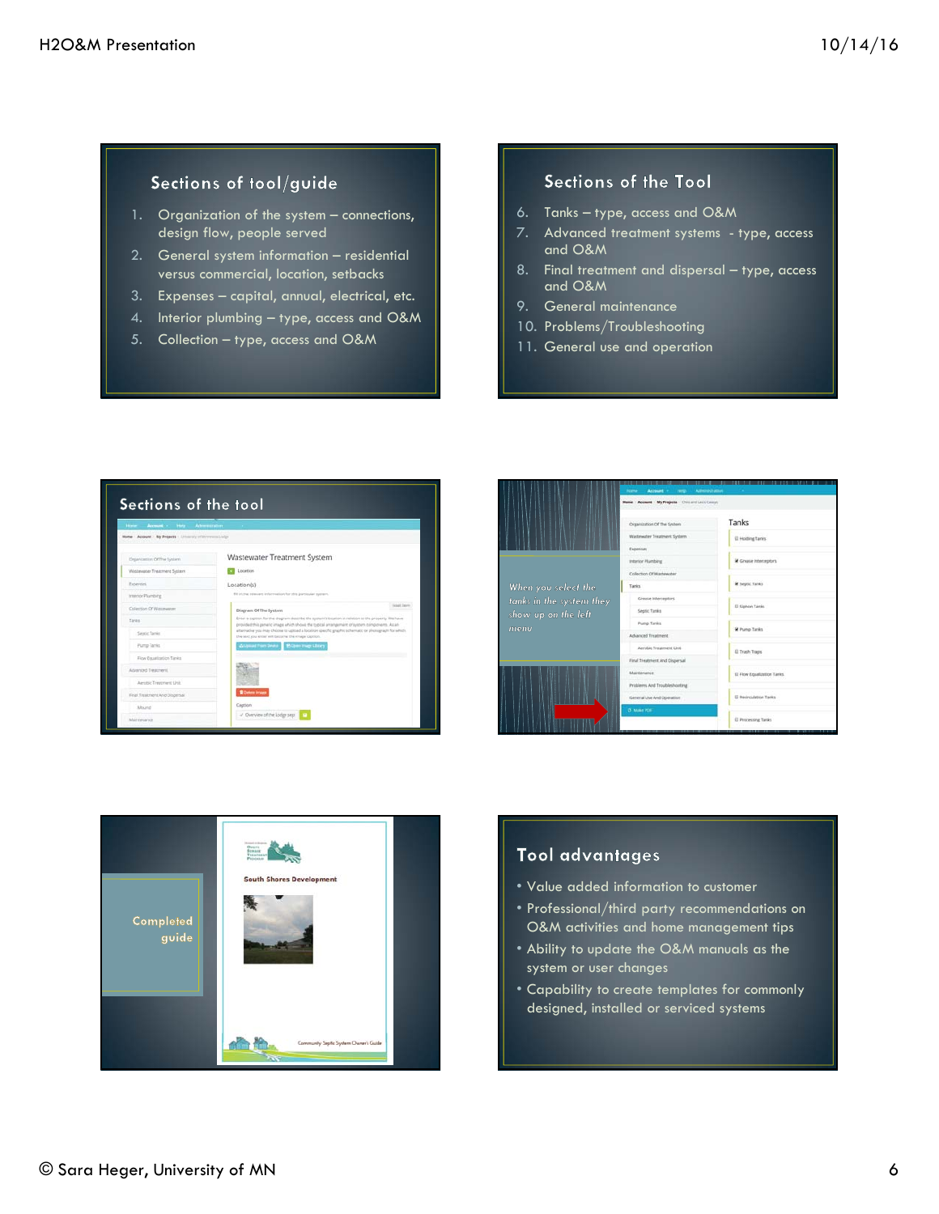## Sections of tool/guide

1. Organization of the system – connections, design flow, people served
2. General system information – residential versus commercial, location, setbacks
3. Expenses – capital, annual, electrical, etc.
4. Interior plumbing – type, access and O&M
5. Collection – type, access and O&M

## Sections of the Tool

6. Tanks – type, access and O&M
7. Advanced treatment systems - type, access and O&M
8. Final treatment and dispersal – type, access and O&M
9. General maintenance
10. Problems/Troubleshooting
11. General use and operation

## Sections of the tool

When you select the tanks in the system they show up on the left menu

Completed guide

## Tool advantages

- Value added information to customer
- Professional/third party recommendations on O&M activities and home management tips
- Ability to update the O&M manuals as the system or user changes
- Capability to create templates for commonly designed, installed or serviced systems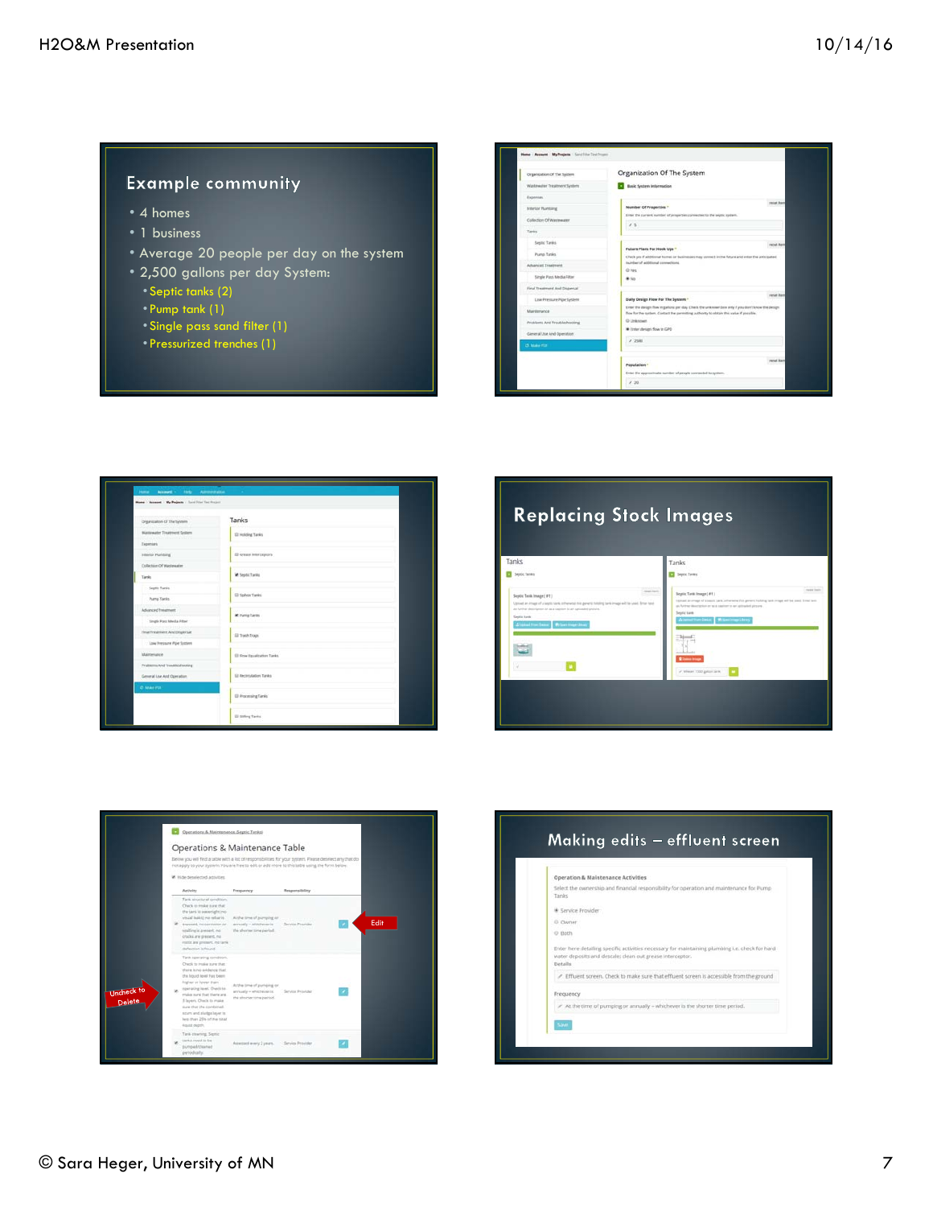## Example community

- 4 homes
- 1 business
- Average 20 people per day on the system
- 2,500 gallons per day System:
  - Septic tanks (2)
  - Pump tank (1)
  - Single pass sand filter (1)
  - Pressurized trenches (1)

## Replacing Stock Images

## Making edits – effluent screen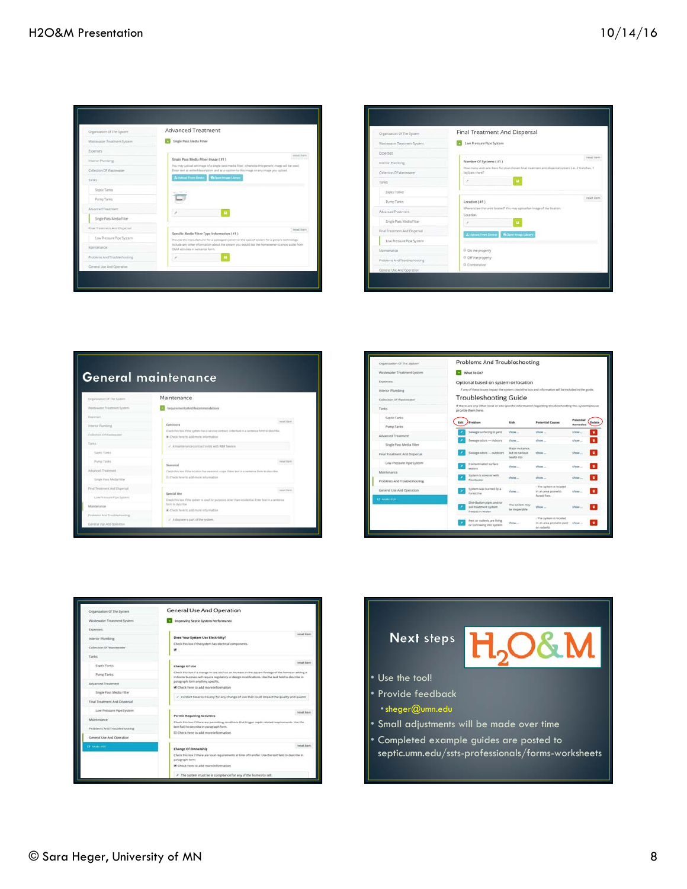## General maintenance

## Next steps

H2O&M

- Use the tool!
- Provide feedback
  - sheger@umn.edu
- Small adjustments will be made over time
- Completed example guides are posted to septic.umn.edu/ssts-professionals/forms-worksheets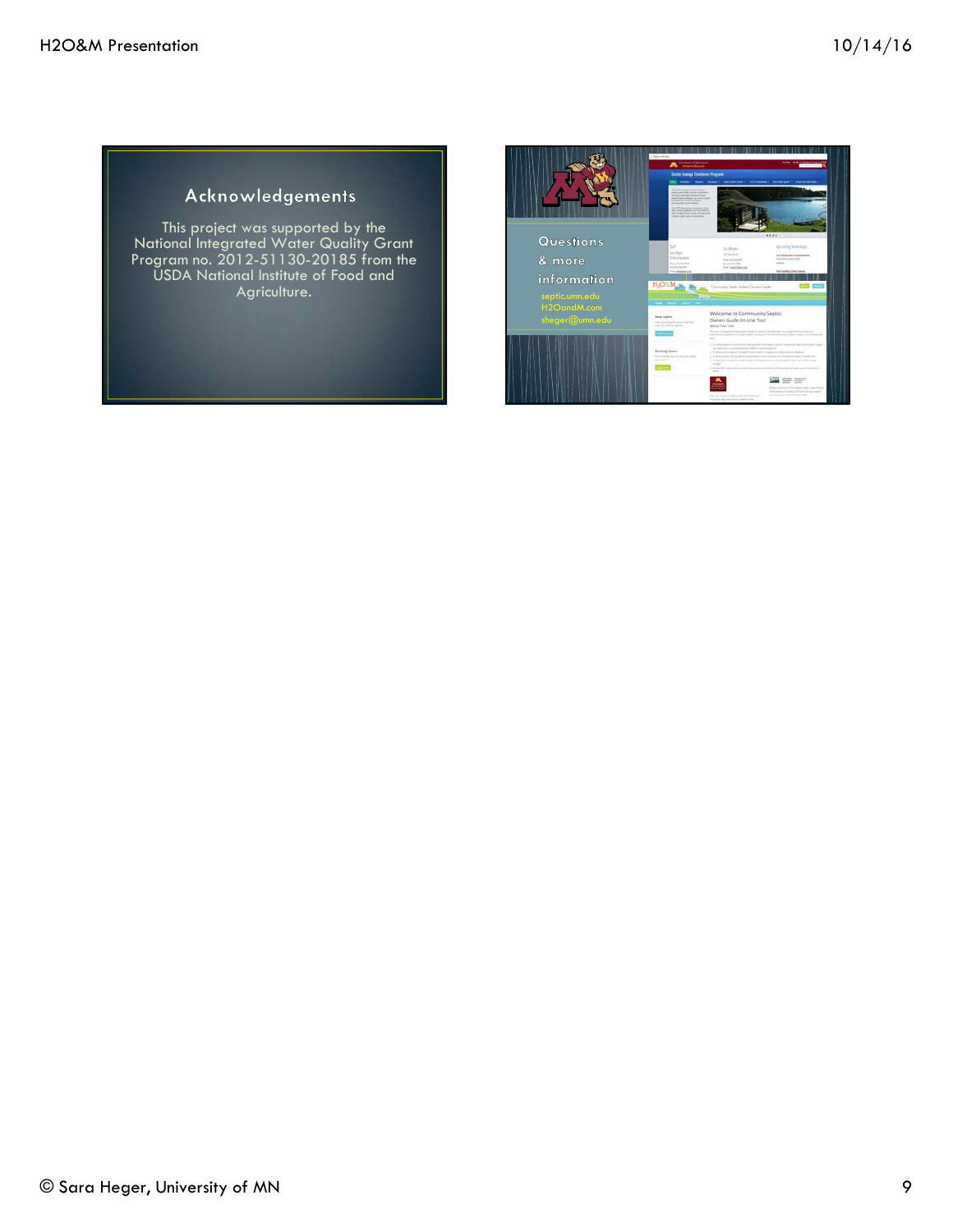## Acknowledgements

This project was supported by the National Integrated Water Quality Grant Program no. 2012-51130-20185 from the USDA National Institute of Food and Agriculture.

## Questions & more information

septic.umn.edu
H2OandM.com
sheger@umn.edu